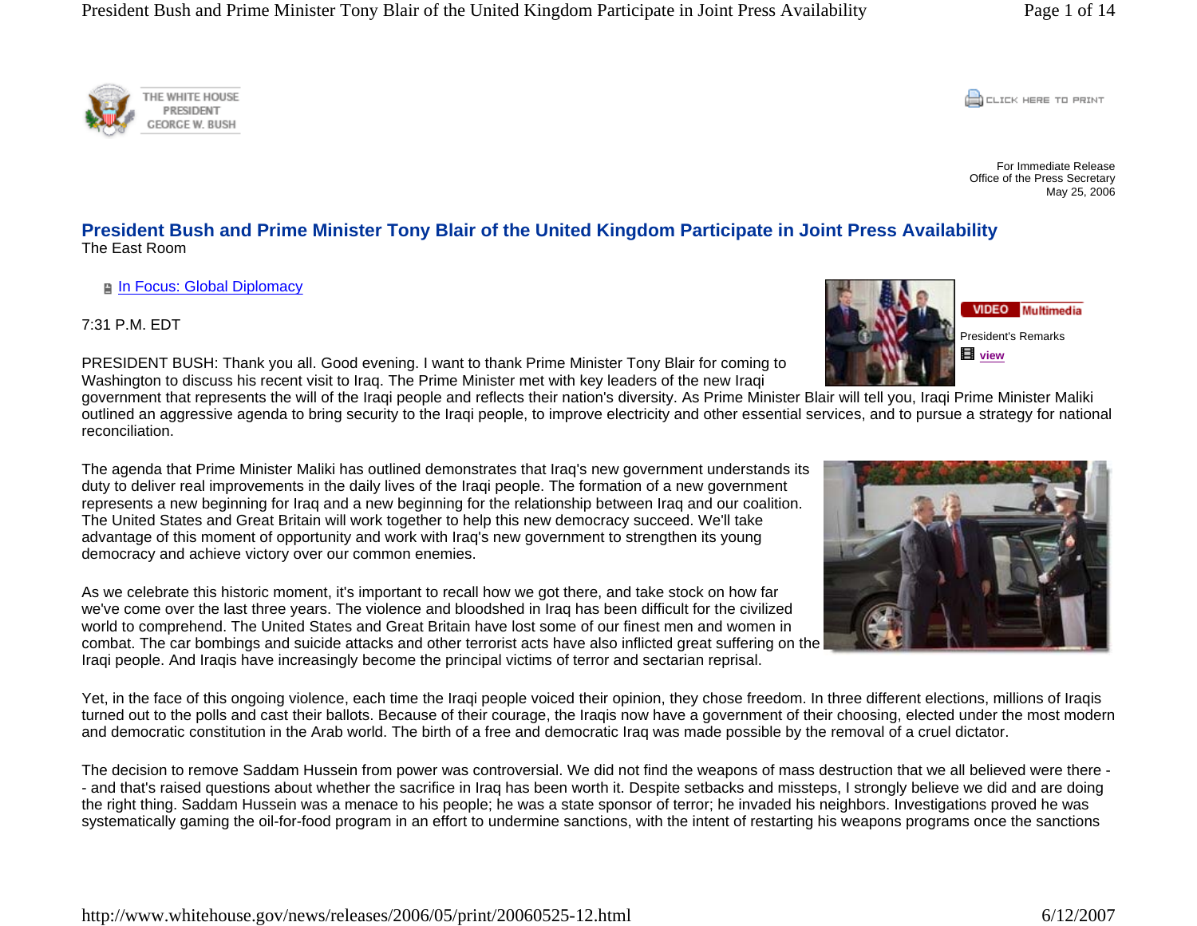For Immediate Release
Office of the Press Secretary
May 25, 2006

# President Bush and Prime Minister Tony Blair of the United Kingdom Participate in Joint Press Availability

The East Room

In Focus: Global Diplomacy

VIDEO Multimedia

President's Remarks

view

7:31 P.M. EDT

PRESIDENT BUSH: Thank you all. Good evening. I want to thank Prime Minister Tony Blair for coming to Washington to discuss his recent visit to Iraq. The Prime Minister met with key leaders of the new Iraqi government that represents the will of the Iraqi people and reflects their nation's diversity. As Prime Minister Blair will tell you, Iraqi Prime Minister Maliki outlined an aggressive agenda to bring security to the Iraqi people, to improve electricity and other essential services, and to pursue a strategy for national reconciliation.

The agenda that Prime Minister Maliki has outlined demonstrates that Iraq's new government understands its duty to deliver real improvements in the daily lives of the Iraqi people. The formation of a new government represents a new beginning for Iraq and a new beginning for the relationship between Iraq and our coalition. The United States and Great Britain will work together to help this new democracy succeed. We'll take advantage of this moment of opportunity and work with Iraq's new government to strengthen its young democracy and achieve victory over our common enemies.

As we celebrate this historic moment, it's important to recall how we got there, and take stock on how far we've come over the last three years. The violence and bloodshed in Iraq has been difficult for the civilized world to comprehend. The United States and Great Britain have lost some of our finest men and women in combat. The car bombings and suicide attacks and other terrorist acts have also inflicted great suffering on the Iraqi people. And Iraqis have increasingly become the principal victims of terror and sectarian reprisal.

Yet, in the face of this ongoing violence, each time the Iraqi people voiced their opinion, they chose freedom. In three different elections, millions of Iraqis turned out to the polls and cast their ballots. Because of their courage, the Iraqis now have a government of their choosing, elected under the most modern and democratic constitution in the Arab world. The birth of a free and democratic Iraq was made possible by the removal of a cruel dictator.

The decision to remove Saddam Hussein from power was controversial. We did not find the weapons of mass destruction that we all believed were there -- and that's raised questions about whether the sacrifice in Iraq has been worth it. Despite setbacks and missteps, I strongly believe we did and are doing the right thing. Saddam Hussein was a menace to his people; he was a state sponsor of terror; he invaded his neighbors. Investigations proved he was systematically gaming the oil-for-food program in an effort to undermine sanctions, with the intent of restarting his weapons programs once the sanctions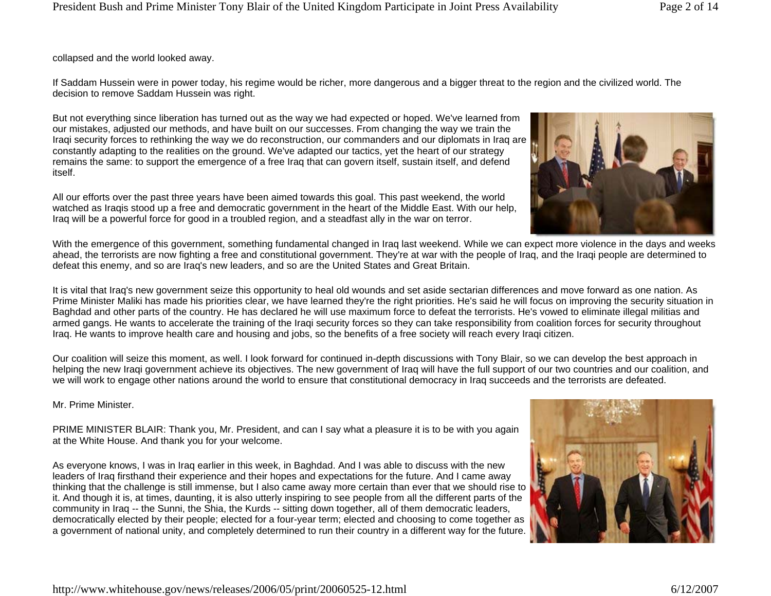collapsed and the world looked away.

If Saddam Hussein were in power today, his regime would be richer, more dangerous and a bigger threat to the region and the civilized world. The decision to remove Saddam Hussein was right.

But not everything since liberation has turned out as the way we had expected or hoped. We've learned from our mistakes, adjusted our methods, and have built on our successes. From changing the way we train the Iraqi security forces to rethinking the way we do reconstruction, our commanders and our diplomats in Iraq are constantly adapting to the realities on the ground. We've adapted our tactics, yet the heart of our strategy remains the same: to support the emergence of a free Iraq that can govern itself, sustain itself, and defend itself.

All our efforts over the past three years have been aimed towards this goal. This past weekend, the world watched as Iraqis stood up a free and democratic government in the heart of the Middle East. With our help, Iraq will be a powerful force for good in a troubled region, and a steadfast ally in the war on terror.

With the emergence of this government, something fundamental changed in Iraq last weekend. While we can expect more violence in the days and weeks ahead, the terrorists are now fighting a free and constitutional government. They're at war with the people of Iraq, and the Iraqi people are determined to defeat this enemy, and so are Iraq's new leaders, and so are the United States and Great Britain.

It is vital that Iraq's new government seize this opportunity to heal old wounds and set aside sectarian differences and move forward as one nation. As Prime Minister Maliki has made his priorities clear, we have learned they're the right priorities. He's said he will focus on improving the security situation in Baghdad and other parts of the country. He has declared he will use maximum force to defeat the terrorists. He's vowed to eliminate illegal militias and armed gangs. He wants to accelerate the training of the Iraqi security forces so they can take responsibility from coalition forces for security throughout Iraq. He wants to improve health care and housing and jobs, so the benefits of a free society will reach every Iraqi citizen.

Our coalition will seize this moment, as well. I look forward for continued in-depth discussions with Tony Blair, so we can develop the best approach in helping the new Iraqi government achieve its objectives. The new government of Iraq will have the full support of our two countries and our coalition, and we will work to engage other nations around the world to ensure that constitutional democracy in Iraq succeeds and the terrorists are defeated.

Mr. Prime Minister.

PRIME MINISTER BLAIR: Thank you, Mr. President, and can I say what a pleasure it is to be with you again at the White House. And thank you for your welcome.

As everyone knows, I was in Iraq earlier in this week, in Baghdad. And I was able to discuss with the new leaders of Iraq firsthand their experience and their hopes and expectations for the future. And I came away thinking that the challenge is still immense, but I also came away more certain than ever that we should rise to it. And though it is, at times, daunting, it is also utterly inspiring to see people from all the different parts of the community in Iraq -- the Sunni, the Shia, the Kurds -- sitting down together, all of them democratic leaders, democratically elected by their people; elected for a four-year term; elected and choosing to come together as a government of national unity, and completely determined to run their country in a different way for the future.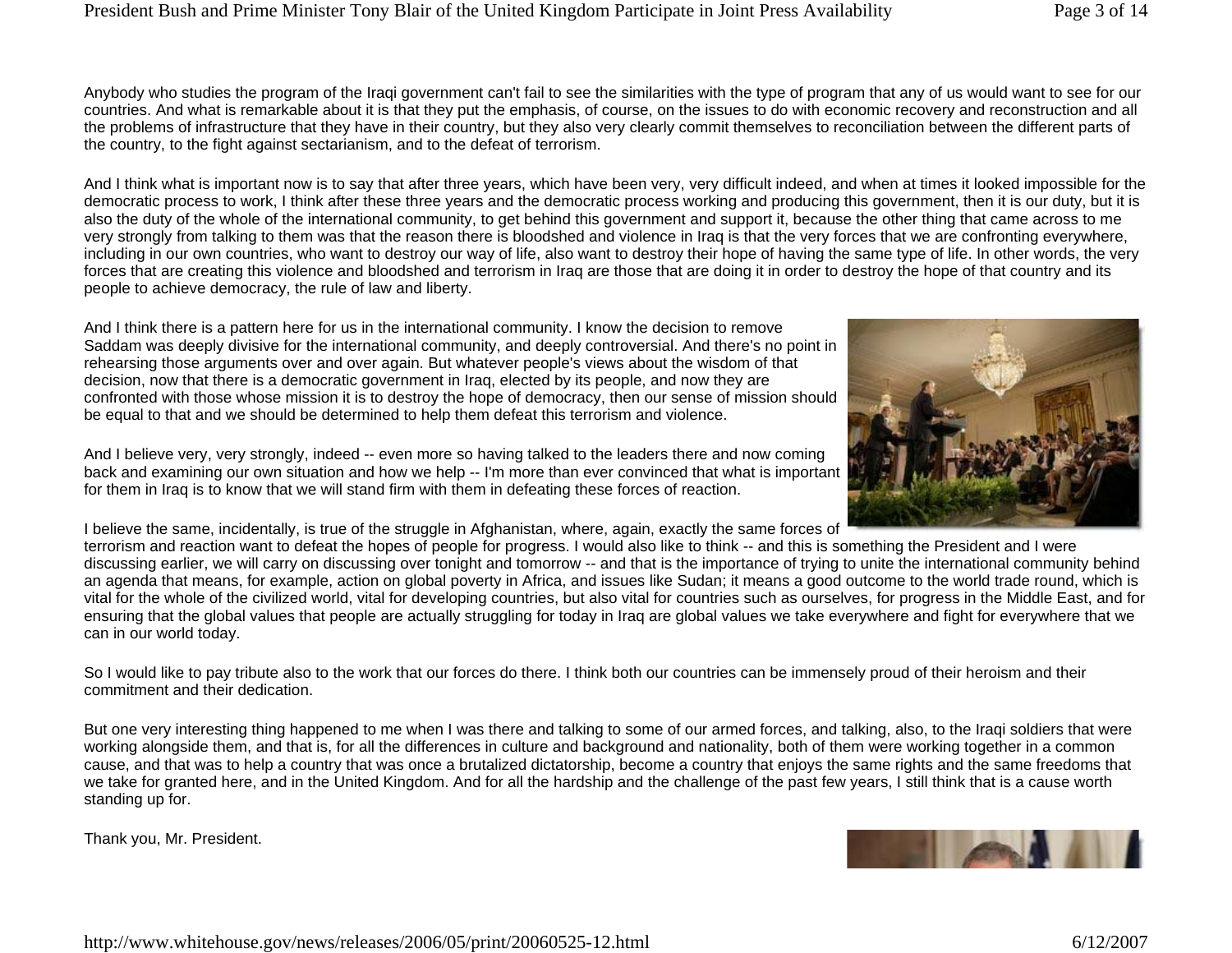Anybody who studies the program of the Iraqi government can't fail to see the similarities with the type of program that any of us would want to see for our countries. And what is remarkable about it is that they put the emphasis, of course, on the issues to do with economic recovery and reconstruction and all the problems of infrastructure that they have in their country, but they also very clearly commit themselves to reconciliation between the different parts of the country, to the fight against sectarianism, and to the defeat of terrorism.

And I think what is important now is to say that after three years, which have been very, very difficult indeed, and when at times it looked impossible for the democratic process to work, I think after these three years and the democratic process working and producing this government, then it is our duty, but it is also the duty of the whole of the international community, to get behind this government and support it, because the other thing that came across to me very strongly from talking to them was that the reason there is bloodshed and violence in Iraq is that the very forces that we are confronting everywhere, including in our own countries, who want to destroy our way of life, also want to destroy their hope of having the same type of life. In other words, the very forces that are creating this violence and bloodshed and terrorism in Iraq are those that are doing it in order to destroy the hope of that country and its people to achieve democracy, the rule of law and liberty.

And I think there is a pattern here for us in the international community. I know the decision to remove Saddam was deeply divisive for the international community, and deeply controversial. And there's no point in rehearsing those arguments over and over again. But whatever people's views about the wisdom of that decision, now that there is a democratic government in Iraq, elected by its people, and now they are confronted with those whose mission it is to destroy the hope of democracy, then our sense of mission should be equal to that and we should be determined to help them defeat this terrorism and violence.

And I believe very, very strongly, indeed -- even more so having talked to the leaders there and now coming back and examining our own situation and how we help -- I'm more than ever convinced that what is important for them in Iraq is to know that we will stand firm with them in defeating these forces of reaction.

I believe the same, incidentally, is true of the struggle in Afghanistan, where, again, exactly the same forces of terrorism and reaction want to defeat the hopes of people for progress. I would also like to think -- and this is something the President and I were discussing earlier, we will carry on discussing over tonight and tomorrow -- and that is the importance of trying to unite the international community behind an agenda that means, for example, action on global poverty in Africa, and issues like Sudan; it means a good outcome to the world trade round, which is vital for the whole of the civilized world, vital for developing countries, but also vital for countries such as ourselves, for progress in the Middle East, and for ensuring that the global values that people are actually struggling for today in Iraq are global values we take everywhere and fight for everywhere that we can in our world today.

So I would like to pay tribute also to the work that our forces do there. I think both our countries can be immensely proud of their heroism and their commitment and their dedication.

But one very interesting thing happened to me when I was there and talking to some of our armed forces, and talking, also, to the Iraqi soldiers that were working alongside them, and that is, for all the differences in culture and background and nationality, both of them were working together in a common cause, and that was to help a country that was once a brutalized dictatorship, become a country that enjoys the same rights and the same freedoms that we take for granted here, and in the United Kingdom. And for all the hardship and the challenge of the past few years, I still think that is a cause worth standing up for.

Thank you, Mr. President.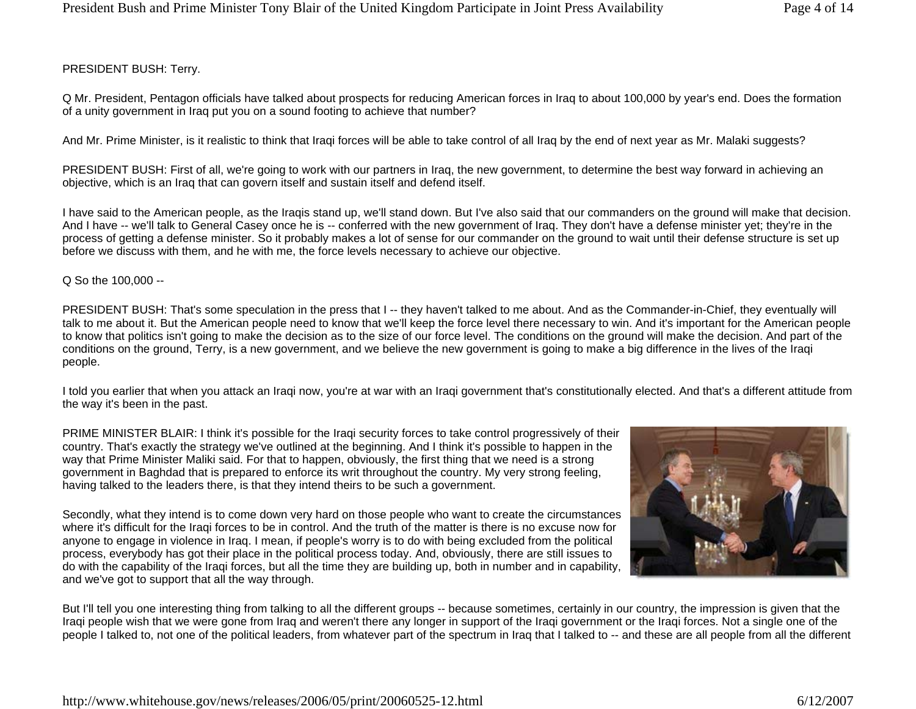PRESIDENT BUSH: Terry.

Q Mr. President, Pentagon officials have talked about prospects for reducing American forces in Iraq to about 100,000 by year's end. Does the formation of a unity government in Iraq put you on a sound footing to achieve that number?

And Mr. Prime Minister, is it realistic to think that Iraqi forces will be able to take control of all Iraq by the end of next year as Mr. Malaki suggests?

PRESIDENT BUSH: First of all, we're going to work with our partners in Iraq, the new government, to determine the best way forward in achieving an objective, which is an Iraq that can govern itself and sustain itself and defend itself.

I have said to the American people, as the Iraqis stand up, we'll stand down. But I've also said that our commanders on the ground will make that decision. And I have -- we'll talk to General Casey once he is -- conferred with the new government of Iraq. They don't have a defense minister yet; they're in the process of getting a defense minister. So it probably makes a lot of sense for our commander on the ground to wait until their defense structure is set up before we discuss with them, and he with me, the force levels necessary to achieve our objective.

Q So the 100,000 --

PRESIDENT BUSH: That's some speculation in the press that I -- they haven't talked to me about. And as the Commander-in-Chief, they eventually will talk to me about it. But the American people need to know that we'll keep the force level there necessary to win. And it's important for the American people to know that politics isn't going to make the decision as to the size of our force level. The conditions on the ground will make the decision. And part of the conditions on the ground, Terry, is a new government, and we believe the new government is going to make a big difference in the lives of the Iraqi people.

I told you earlier that when you attack an Iraqi now, you're at war with an Iraqi government that's constitutionally elected. And that's a different attitude from the way it's been in the past.

PRIME MINISTER BLAIR: I think it's possible for the Iraqi security forces to take control progressively of their country. That's exactly the strategy we've outlined at the beginning. And I think it's possible to happen in the way that Prime Minister Maliki said. For that to happen, obviously, the first thing that we need is a strong government in Baghdad that is prepared to enforce its writ throughout the country. My very strong feeling, having talked to the leaders there, is that they intend theirs to be such a government.

Secondly, what they intend is to come down very hard on those people who want to create the circumstances where it's difficult for the Iraqi forces to be in control. And the truth of the matter is there is no excuse now for anyone to engage in violence in Iraq. I mean, if people's worry is to do with being excluded from the political process, everybody has got their place in the political process today. And, obviously, there are still issues to do with the capability of the Iraqi forces, but all the time they are building up, both in number and in capability, and we've got to support that all the way through.

But I'll tell you one interesting thing from talking to all the different groups -- because sometimes, certainly in our country, the impression is given that the Iraqi people wish that we were gone from Iraq and weren't there any longer in support of the Iraqi government or the Iraqi forces. Not a single one of the people I talked to, not one of the political leaders, from whatever part of the spectrum in Iraq that I talked to -- and these are all people from all the different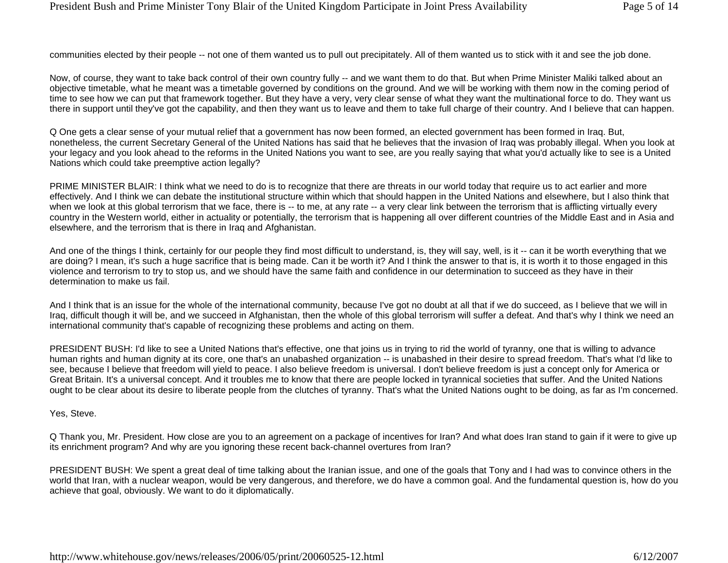communities elected by their people -- not one of them wanted us to pull out precipitately. All of them wanted us to stick with it and see the job done.

Now, of course, they want to take back control of their own country fully -- and we want them to do that. But when Prime Minister Maliki talked about an objective timetable, what he meant was a timetable governed by conditions on the ground. And we will be working with them now in the coming period of time to see how we can put that framework together. But they have a very, very clear sense of what they want the multinational force to do. They want us there in support until they've got the capability, and then they want us to leave and them to take full charge of their country. And I believe that can happen.

Q One gets a clear sense of your mutual relief that a government has now been formed, an elected government has been formed in Iraq. But, nonetheless, the current Secretary General of the United Nations has said that he believes that the invasion of Iraq was probably illegal. When you look at your legacy and you look ahead to the reforms in the United Nations you want to see, are you really saying that what you'd actually like to see is a United Nations which could take preemptive action legally?

PRIME MINISTER BLAIR: I think what we need to do is to recognize that there are threats in our world today that require us to act earlier and more effectively. And I think we can debate the institutional structure within which that should happen in the United Nations and elsewhere, but I also think that when we look at this global terrorism that we face, there is -- to me, at any rate -- a very clear link between the terrorism that is afflicting virtually every country in the Western world, either in actuality or potentially, the terrorism that is happening all over different countries of the Middle East and in Asia and elsewhere, and the terrorism that is there in Iraq and Afghanistan.

And one of the things I think, certainly for our people they find most difficult to understand, is, they will say, well, is it -- can it be worth everything that we are doing? I mean, it's such a huge sacrifice that is being made. Can it be worth it? And I think the answer to that is, it is worth it to those engaged in this violence and terrorism to try to stop us, and we should have the same faith and confidence in our determination to succeed as they have in their determination to make us fail.

And I think that is an issue for the whole of the international community, because I've got no doubt at all that if we do succeed, as I believe that we will in Iraq, difficult though it will be, and we succeed in Afghanistan, then the whole of this global terrorism will suffer a defeat. And that's why I think we need an international community that's capable of recognizing these problems and acting on them.

PRESIDENT BUSH: I'd like to see a United Nations that's effective, one that joins us in trying to rid the world of tyranny, one that is willing to advance human rights and human dignity at its core, one that's an unabashed organization -- is unabashed in their desire to spread freedom. That's what I'd like to see, because I believe that freedom will yield to peace. I also believe freedom is universal. I don't believe freedom is just a concept only for America or Great Britain. It's a universal concept. And it troubles me to know that there are people locked in tyrannical societies that suffer. And the United Nations ought to be clear about its desire to liberate people from the clutches of tyranny. That's what the United Nations ought to be doing, as far as I'm concerned.

Yes, Steve.

Q Thank you, Mr. President. How close are you to an agreement on a package of incentives for Iran? And what does Iran stand to gain if it were to give up its enrichment program? And why are you ignoring these recent back-channel overtures from Iran?

PRESIDENT BUSH: We spent a great deal of time talking about the Iranian issue, and one of the goals that Tony and I had was to convince others in the world that Iran, with a nuclear weapon, would be very dangerous, and therefore, we do have a common goal. And the fundamental question is, how do you achieve that goal, obviously. We want to do it diplomatically.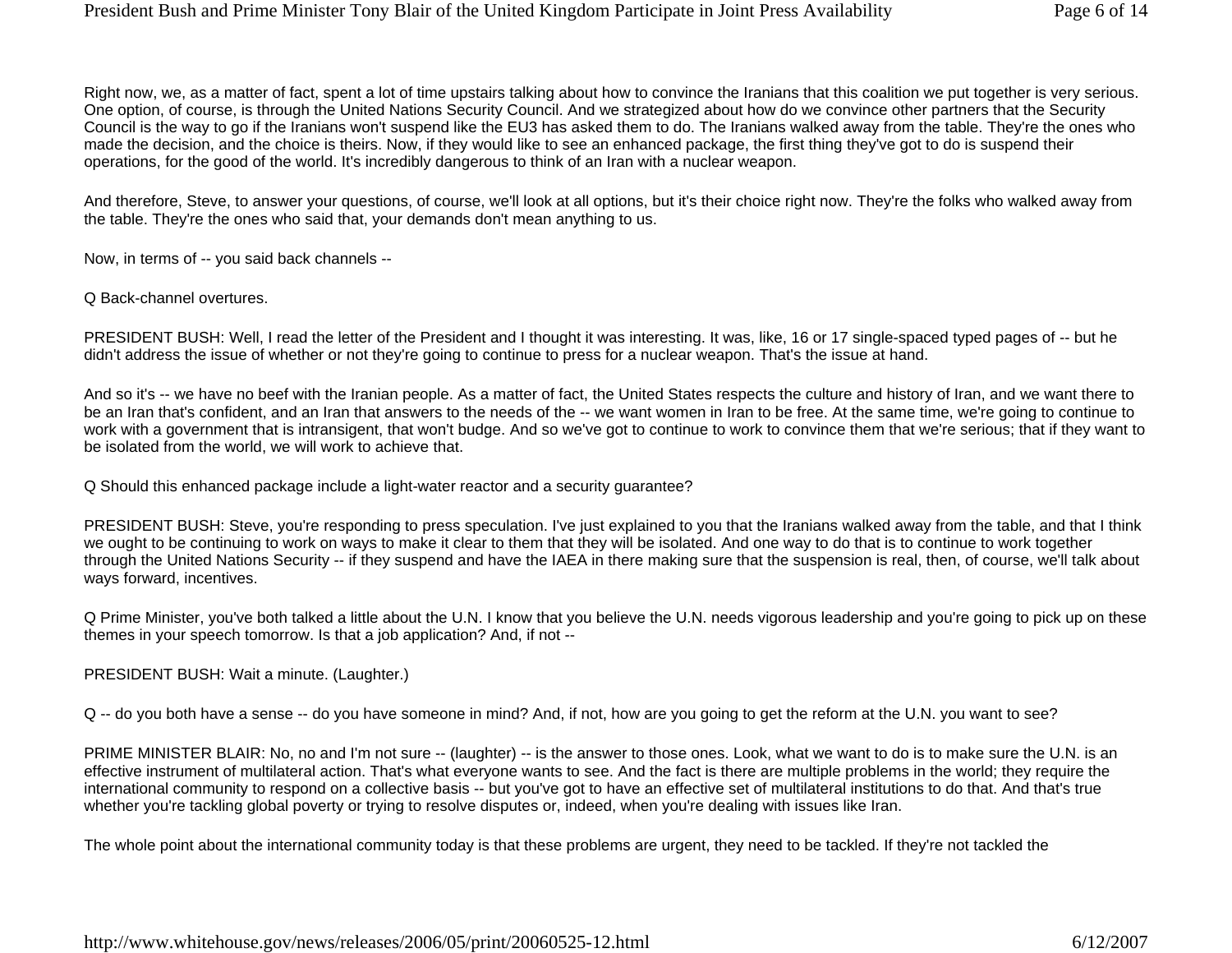Right now, we, as a matter of fact, spent a lot of time upstairs talking about how to convince the Iranians that this coalition we put together is very serious. One option, of course, is through the United Nations Security Council. And we strategized about how do we convince other partners that the Security Council is the way to go if the Iranians won't suspend like the EU3 has asked them to do. The Iranians walked away from the table. They're the ones who made the decision, and the choice is theirs. Now, if they would like to see an enhanced package, the first thing they've got to do is suspend their operations, for the good of the world. It's incredibly dangerous to think of an Iran with a nuclear weapon.

And therefore, Steve, to answer your questions, of course, we'll look at all options, but it's their choice right now. They're the folks who walked away from the table. They're the ones who said that, your demands don't mean anything to us.

Now, in terms of -- you said back channels --

Q Back-channel overtures.

PRESIDENT BUSH: Well, I read the letter of the President and I thought it was interesting. It was, like, 16 or 17 single-spaced typed pages of -- but he didn't address the issue of whether or not they're going to continue to press for a nuclear weapon. That's the issue at hand.

And so it's -- we have no beef with the Iranian people. As a matter of fact, the United States respects the culture and history of Iran, and we want there to be an Iran that's confident, and an Iran that answers to the needs of the -- we want women in Iran to be free. At the same time, we're going to continue to work with a government that is intransigent, that won't budge. And so we've got to continue to work to convince them that we're serious; that if they want to be isolated from the world, we will work to achieve that.

Q Should this enhanced package include a light-water reactor and a security guarantee?

PRESIDENT BUSH: Steve, you're responding to press speculation. I've just explained to you that the Iranians walked away from the table, and that I think we ought to be continuing to work on ways to make it clear to them that they will be isolated. And one way to do that is to continue to work together through the United Nations Security -- if they suspend and have the IAEA in there making sure that the suspension is real, then, of course, we'll talk about ways forward, incentives.

Q Prime Minister, you've both talked a little about the U.N. I know that you believe the U.N. needs vigorous leadership and you're going to pick up on these themes in your speech tomorrow. Is that a job application? And, if not --

PRESIDENT BUSH: Wait a minute. (Laughter.)

Q -- do you both have a sense -- do you have someone in mind? And, if not, how are you going to get the reform at the U.N. you want to see?

PRIME MINISTER BLAIR: No, no and I'm not sure -- (laughter) -- is the answer to those ones. Look, what we want to do is to make sure the U.N. is an effective instrument of multilateral action. That's what everyone wants to see. And the fact is there are multiple problems in the world; they require the international community to respond on a collective basis -- but you've got to have an effective set of multilateral institutions to do that. And that's true whether you're tackling global poverty or trying to resolve disputes or, indeed, when you're dealing with issues like Iran.

The whole point about the international community today is that these problems are urgent, they need to be tackled. If they're not tackled the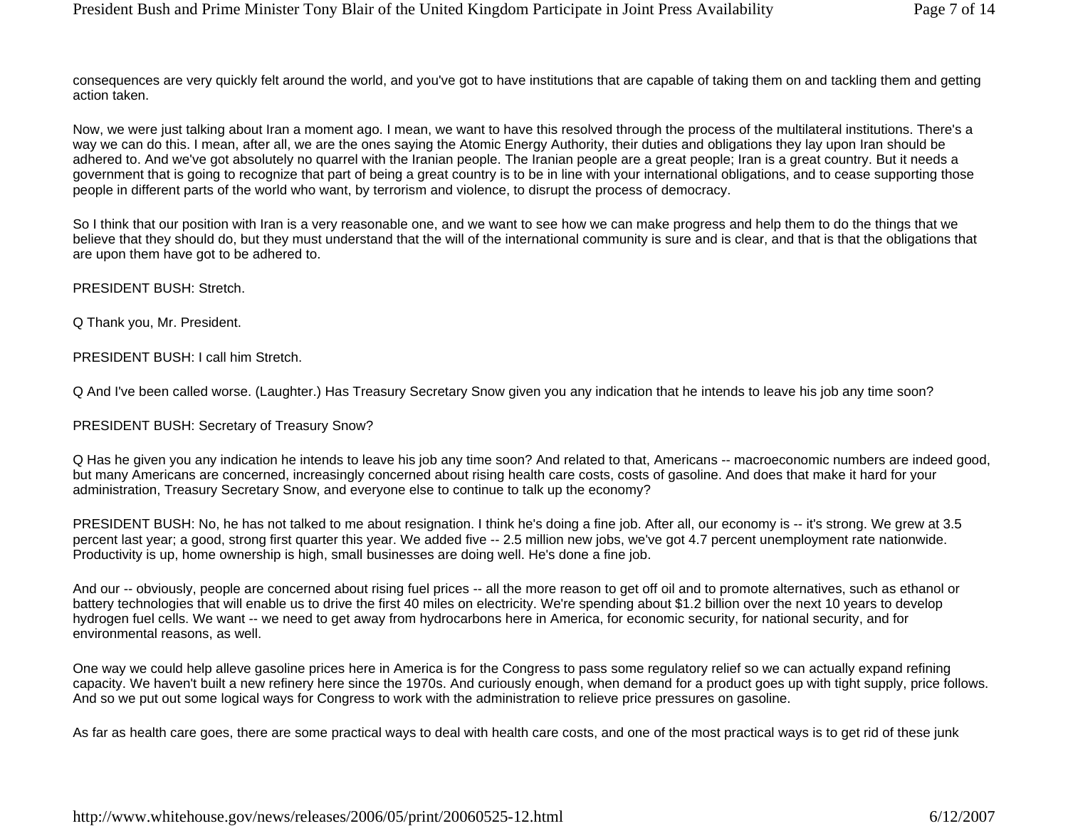consequences are very quickly felt around the world, and you've got to have institutions that are capable of taking them on and tackling them and getting action taken.

Now, we were just talking about Iran a moment ago. I mean, we want to have this resolved through the process of the multilateral institutions. There's a way we can do this. I mean, after all, we are the ones saying the Atomic Energy Authority, their duties and obligations they lay upon Iran should be adhered to. And we've got absolutely no quarrel with the Iranian people. The Iranian people are a great people; Iran is a great country. But it needs a government that is going to recognize that part of being a great country is to be in line with your international obligations, and to cease supporting those people in different parts of the world who want, by terrorism and violence, to disrupt the process of democracy.

So I think that our position with Iran is a very reasonable one, and we want to see how we can make progress and help them to do the things that we believe that they should do, but they must understand that the will of the international community is sure and is clear, and that is that the obligations that are upon them have got to be adhered to.

PRESIDENT BUSH: Stretch.

Q Thank you, Mr. President.

PRESIDENT BUSH: I call him Stretch.

Q And I've been called worse. (Laughter.) Has Treasury Secretary Snow given you any indication that he intends to leave his job any time soon?

PRESIDENT BUSH: Secretary of Treasury Snow?

Q Has he given you any indication he intends to leave his job any time soon? And related to that, Americans -- macroeconomic numbers are indeed good, but many Americans are concerned, increasingly concerned about rising health care costs, costs of gasoline. And does that make it hard for your administration, Treasury Secretary Snow, and everyone else to continue to talk up the economy?

PRESIDENT BUSH: No, he has not talked to me about resignation. I think he's doing a fine job. After all, our economy is -- it's strong. We grew at 3.5 percent last year; a good, strong first quarter this year. We added five -- 2.5 million new jobs, we've got 4.7 percent unemployment rate nationwide. Productivity is up, home ownership is high, small businesses are doing well. He's done a fine job.

And our -- obviously, people are concerned about rising fuel prices -- all the more reason to get off oil and to promote alternatives, such as ethanol or battery technologies that will enable us to drive the first 40 miles on electricity. We're spending about $1.2 billion over the next 10 years to develop hydrogen fuel cells. We want -- we need to get away from hydrocarbons here in America, for economic security, for national security, and for environmental reasons, as well.

One way we could help alleve gasoline prices here in America is for the Congress to pass some regulatory relief so we can actually expand refining capacity. We haven't built a new refinery here since the 1970s. And curiously enough, when demand for a product goes up with tight supply, price follows. And so we put out some logical ways for Congress to work with the administration to relieve price pressures on gasoline.

As far as health care goes, there are some practical ways to deal with health care costs, and one of the most practical ways is to get rid of these junk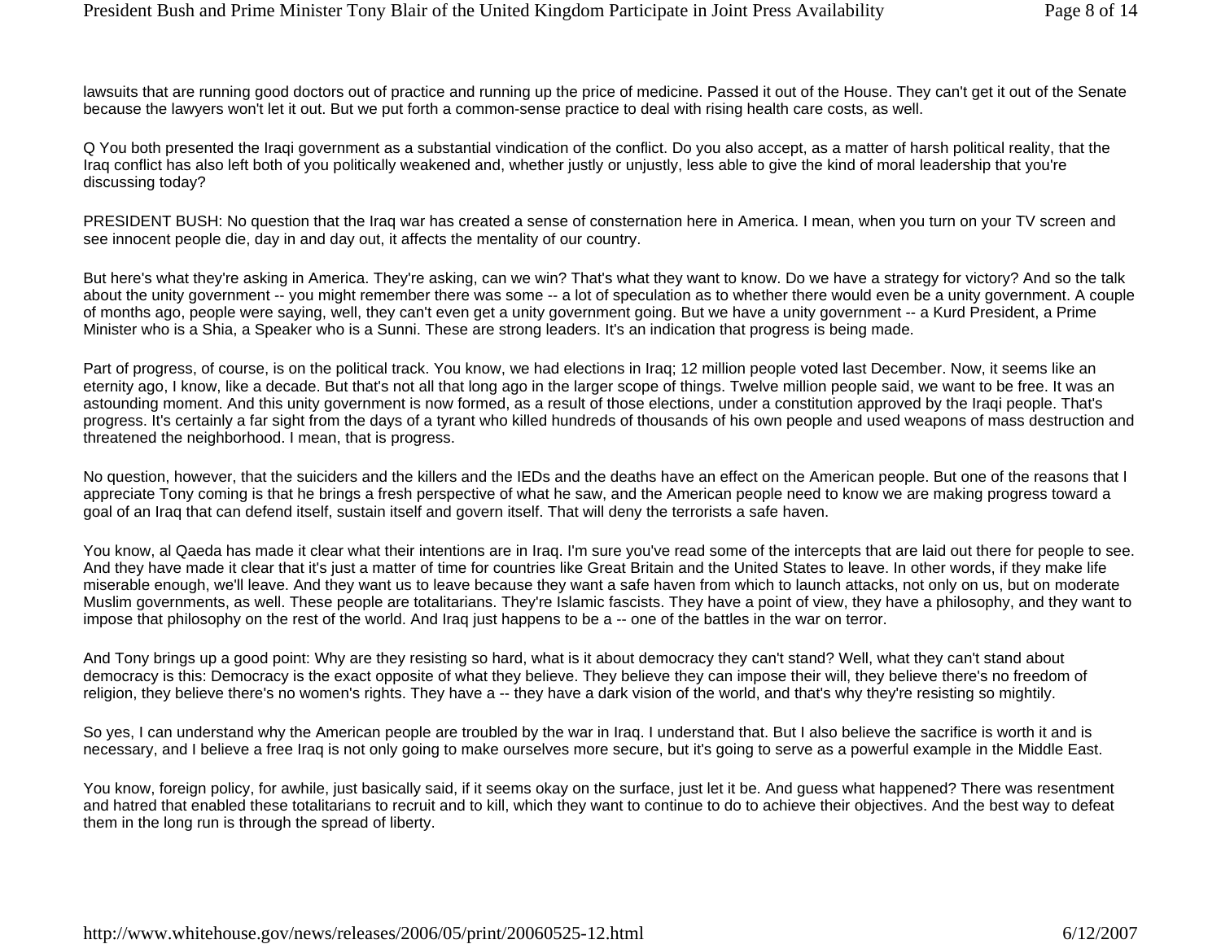lawsuits that are running good doctors out of practice and running up the price of medicine. Passed it out of the House. They can't get it out of the Senate because the lawyers won't let it out. But we put forth a common-sense practice to deal with rising health care costs, as well.

Q You both presented the Iraqi government as a substantial vindication of the conflict. Do you also accept, as a matter of harsh political reality, that the Iraq conflict has also left both of you politically weakened and, whether justly or unjustly, less able to give the kind of moral leadership that you're discussing today?

PRESIDENT BUSH: No question that the Iraq war has created a sense of consternation here in America. I mean, when you turn on your TV screen and see innocent people die, day in and day out, it affects the mentality of our country.

But here's what they're asking in America. They're asking, can we win? That's what they want to know. Do we have a strategy for victory? And so the talk about the unity government -- you might remember there was some -- a lot of speculation as to whether there would even be a unity government. A couple of months ago, people were saying, well, they can't even get a unity government going. But we have a unity government -- a Kurd President, a Prime Minister who is a Shia, a Speaker who is a Sunni. These are strong leaders. It's an indication that progress is being made.

Part of progress, of course, is on the political track. You know, we had elections in Iraq; 12 million people voted last December. Now, it seems like an eternity ago, I know, like a decade. But that's not all that long ago in the larger scope of things. Twelve million people said, we want to be free. It was an astounding moment. And this unity government is now formed, as a result of those elections, under a constitution approved by the Iraqi people. That's progress. It's certainly a far sight from the days of a tyrant who killed hundreds of thousands of his own people and used weapons of mass destruction and threatened the neighborhood. I mean, that is progress.

No question, however, that the suiciders and the killers and the IEDs and the deaths have an effect on the American people. But one of the reasons that I appreciate Tony coming is that he brings a fresh perspective of what he saw, and the American people need to know we are making progress toward a goal of an Iraq that can defend itself, sustain itself and govern itself. That will deny the terrorists a safe haven.

You know, al Qaeda has made it clear what their intentions are in Iraq. I'm sure you've read some of the intercepts that are laid out there for people to see. And they have made it clear that it's just a matter of time for countries like Great Britain and the United States to leave. In other words, if they make life miserable enough, we'll leave. And they want us to leave because they want a safe haven from which to launch attacks, not only on us, but on moderate Muslim governments, as well. These people are totalitarians. They're Islamic fascists. They have a point of view, they have a philosophy, and they want to impose that philosophy on the rest of the world. And Iraq just happens to be a -- one of the battles in the war on terror.

And Tony brings up a good point: Why are they resisting so hard, what is it about democracy they can't stand? Well, what they can't stand about democracy is this: Democracy is the exact opposite of what they believe. They believe they can impose their will, they believe there's no freedom of religion, they believe there's no women's rights. They have a -- they have a dark vision of the world, and that's why they're resisting so mightily.

So yes, I can understand why the American people are troubled by the war in Iraq. I understand that. But I also believe the sacrifice is worth it and is necessary, and I believe a free Iraq is not only going to make ourselves more secure, but it's going to serve as a powerful example in the Middle East.

You know, foreign policy, for awhile, just basically said, if it seems okay on the surface, just let it be. And guess what happened? There was resentment and hatred that enabled these totalitarians to recruit and to kill, which they want to continue to do to achieve their objectives. And the best way to defeat them in the long run is through the spread of liberty.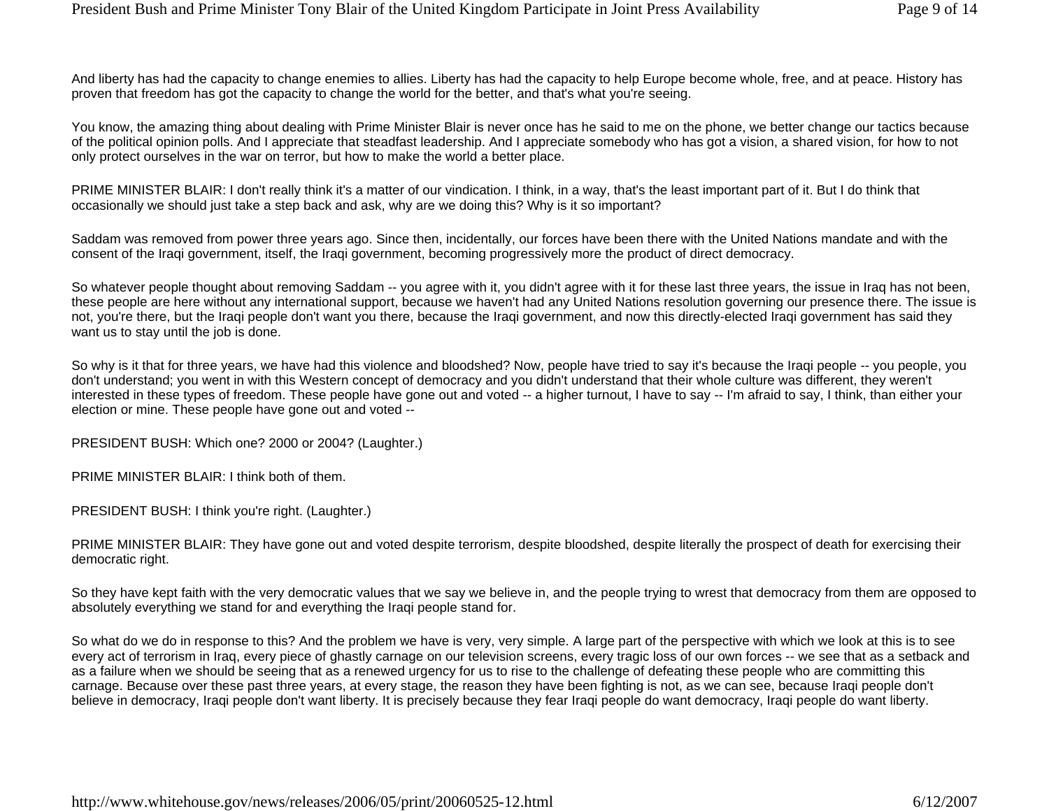And liberty has had the capacity to change enemies to allies. Liberty has had the capacity to help Europe become whole, free, and at peace. History has proven that freedom has got the capacity to change the world for the better, and that's what you're seeing.

You know, the amazing thing about dealing with Prime Minister Blair is never once has he said to me on the phone, we better change our tactics because of the political opinion polls. And I appreciate that steadfast leadership. And I appreciate somebody who has got a vision, a shared vision, for how to not only protect ourselves in the war on terror, but how to make the world a better place.

PRIME MINISTER BLAIR: I don't really think it's a matter of our vindication. I think, in a way, that's the least important part of it. But I do think that occasionally we should just take a step back and ask, why are we doing this? Why is it so important?

Saddam was removed from power three years ago. Since then, incidentally, our forces have been there with the United Nations mandate and with the consent of the Iraqi government, itself, the Iraqi government, becoming progressively more the product of direct democracy.

So whatever people thought about removing Saddam -- you agree with it, you didn't agree with it for these last three years, the issue in Iraq has not been, these people are here without any international support, because we haven't had any United Nations resolution governing our presence there. The issue is not, you're there, but the Iraqi people don't want you there, because the Iraqi government, and now this directly-elected Iraqi government has said they want us to stay until the job is done.

So why is it that for three years, we have had this violence and bloodshed? Now, people have tried to say it's because the Iraqi people -- you people, you don't understand; you went in with this Western concept of democracy and you didn't understand that their whole culture was different, they weren't interested in these types of freedom. These people have gone out and voted -- a higher turnout, I have to say -- I'm afraid to say, I think, than either your election or mine. These people have gone out and voted --

PRESIDENT BUSH: Which one? 2000 or 2004? (Laughter.)

PRIME MINISTER BLAIR: I think both of them.

PRESIDENT BUSH: I think you're right. (Laughter.)

PRIME MINISTER BLAIR: They have gone out and voted despite terrorism, despite bloodshed, despite literally the prospect of death for exercising their democratic right.

So they have kept faith with the very democratic values that we say we believe in, and the people trying to wrest that democracy from them are opposed to absolutely everything we stand for and everything the Iraqi people stand for.

So what do we do in response to this? And the problem we have is very, very simple. A large part of the perspective with which we look at this is to see every act of terrorism in Iraq, every piece of ghastly carnage on our television screens, every tragic loss of our own forces -- we see that as a setback and as a failure when we should be seeing that as a renewed urgency for us to rise to the challenge of defeating these people who are committing this carnage. Because over these past three years, at every stage, the reason they have been fighting is not, as we can see, because Iraqi people don't believe in democracy, Iraqi people don't want liberty. It is precisely because they fear Iraqi people do want democracy, Iraqi people do want liberty.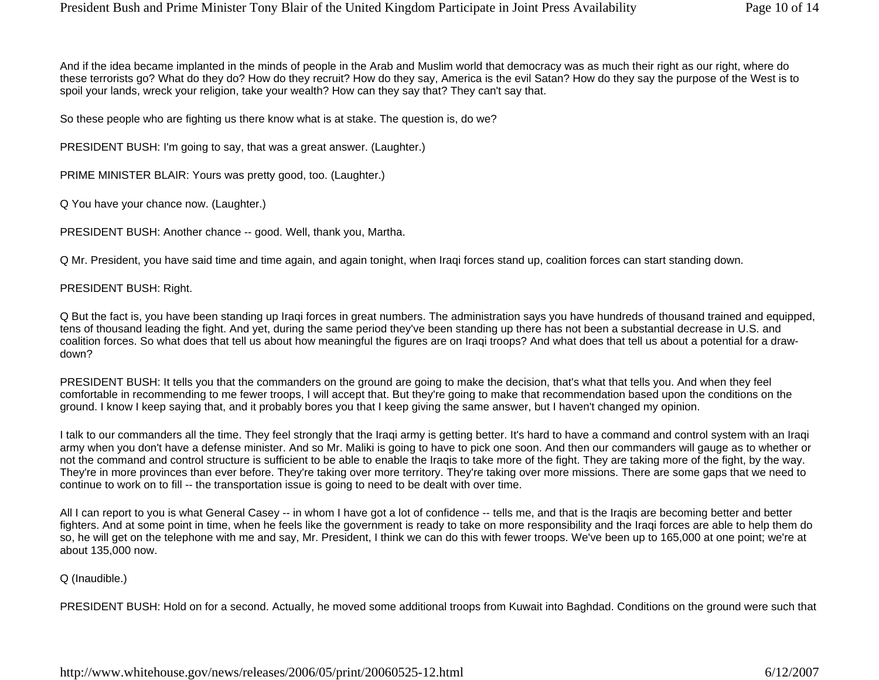And if the idea became implanted in the minds of people in the Arab and Muslim world that democracy was as much their right as our right, where do these terrorists go? What do they do? How do they recruit? How do they say, America is the evil Satan? How do they say the purpose of the West is to spoil your lands, wreck your religion, take your wealth? How can they say that? They can't say that.

So these people who are fighting us there know what is at stake. The question is, do we?

PRESIDENT BUSH: I'm going to say, that was a great answer. (Laughter.)

PRIME MINISTER BLAIR: Yours was pretty good, too. (Laughter.)

Q You have your chance now. (Laughter.)

PRESIDENT BUSH: Another chance -- good. Well, thank you, Martha.

Q Mr. President, you have said time and time again, and again tonight, when Iraqi forces stand up, coalition forces can start standing down.

PRESIDENT BUSH: Right.

Q But the fact is, you have been standing up Iraqi forces in great numbers. The administration says you have hundreds of thousand trained and equipped, tens of thousand leading the fight. And yet, during the same period they've been standing up there has not been a substantial decrease in U.S. and coalition forces. So what does that tell us about how meaningful the figures are on Iraqi troops? And what does that tell us about a potential for a draw-down?

PRESIDENT BUSH: It tells you that the commanders on the ground are going to make the decision, that's what that tells you. And when they feel comfortable in recommending to me fewer troops, I will accept that. But they're going to make that recommendation based upon the conditions on the ground. I know I keep saying that, and it probably bores you that I keep giving the same answer, but I haven't changed my opinion.

I talk to our commanders all the time. They feel strongly that the Iraqi army is getting better. It's hard to have a command and control system with an Iraqi army when you don't have a defense minister. And so Mr. Maliki is going to have to pick one soon. And then our commanders will gauge as to whether or not the command and control structure is sufficient to be able to enable the Iraqis to take more of the fight. They are taking more of the fight, by the way. They're in more provinces than ever before. They're taking over more territory. They're taking over more missions. There are some gaps that we need to continue to work on to fill -- the transportation issue is going to need to be dealt with over time.

All I can report to you is what General Casey -- in whom I have got a lot of confidence -- tells me, and that is the Iraqis are becoming better and better fighters. And at some point in time, when he feels like the government is ready to take on more responsibility and the Iraqi forces are able to help them do so, he will get on the telephone with me and say, Mr. President, I think we can do this with fewer troops. We've been up to 165,000 at one point; we're at about 135,000 now.

Q (Inaudible.)

PRESIDENT BUSH: Hold on for a second. Actually, he moved some additional troops from Kuwait into Baghdad. Conditions on the ground were such that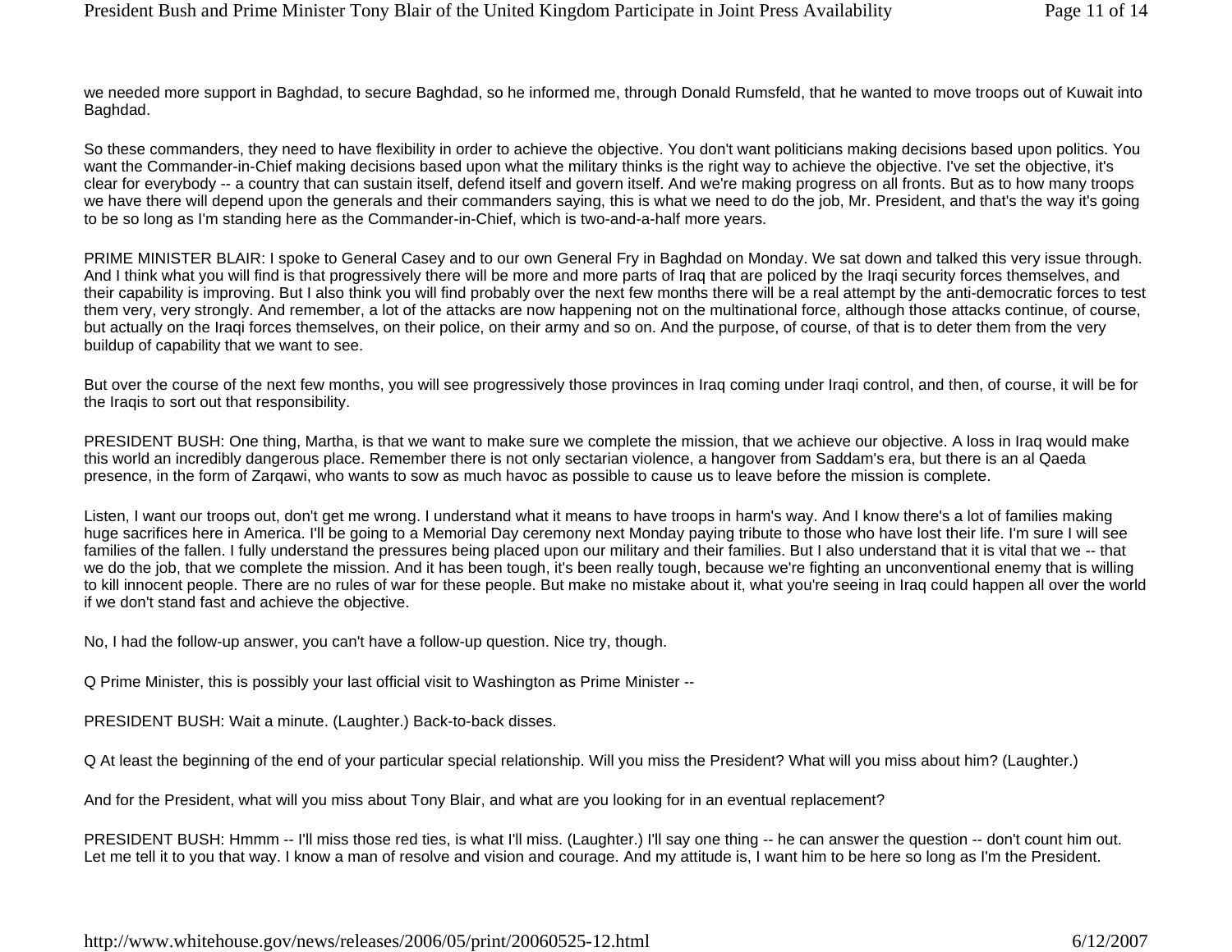we needed more support in Baghdad, to secure Baghdad, so he informed me, through Donald Rumsfeld, that he wanted to move troops out of Kuwait into Baghdad.

So these commanders, they need to have flexibility in order to achieve the objective. You don't want politicians making decisions based upon politics. You want the Commander-in-Chief making decisions based upon what the military thinks is the right way to achieve the objective. I've set the objective, it's clear for everybody -- a country that can sustain itself, defend itself and govern itself. And we're making progress on all fronts. But as to how many troops we have there will depend upon the generals and their commanders saying, this is what we need to do the job, Mr. President, and that's the way it's going to be so long as I'm standing here as the Commander-in-Chief, which is two-and-a-half more years.

PRIME MINISTER BLAIR: I spoke to General Casey and to our own General Fry in Baghdad on Monday. We sat down and talked this very issue through. And I think what you will find is that progressively there will be more and more parts of Iraq that are policed by the Iraqi security forces themselves, and their capability is improving. But I also think you will find probably over the next few months there will be a real attempt by the anti-democratic forces to test them very, very strongly. And remember, a lot of the attacks are now happening not on the multinational force, although those attacks continue, of course, but actually on the Iraqi forces themselves, on their police, on their army and so on. And the purpose, of course, of that is to deter them from the very buildup of capability that we want to see.

But over the course of the next few months, you will see progressively those provinces in Iraq coming under Iraqi control, and then, of course, it will be for the Iraqis to sort out that responsibility.

PRESIDENT BUSH: One thing, Martha, is that we want to make sure we complete the mission, that we achieve our objective. A loss in Iraq would make this world an incredibly dangerous place. Remember there is not only sectarian violence, a hangover from Saddam's era, but there is an al Qaeda presence, in the form of Zarqawi, who wants to sow as much havoc as possible to cause us to leave before the mission is complete.

Listen, I want our troops out, don't get me wrong. I understand what it means to have troops in harm's way. And I know there's a lot of families making huge sacrifices here in America. I'll be going to a Memorial Day ceremony next Monday paying tribute to those who have lost their life. I'm sure I will see families of the fallen. I fully understand the pressures being placed upon our military and their families. But I also understand that it is vital that we -- that we do the job, that we complete the mission. And it has been tough, it's been really tough, because we're fighting an unconventional enemy that is willing to kill innocent people. There are no rules of war for these people. But make no mistake about it, what you're seeing in Iraq could happen all over the world if we don't stand fast and achieve the objective.

No, I had the follow-up answer, you can't have a follow-up question. Nice try, though.

Q Prime Minister, this is possibly your last official visit to Washington as Prime Minister --

PRESIDENT BUSH: Wait a minute. (Laughter.) Back-to-back disses.

Q At least the beginning of the end of your particular special relationship. Will you miss the President? What will you miss about him? (Laughter.)

And for the President, what will you miss about Tony Blair, and what are you looking for in an eventual replacement?

PRESIDENT BUSH: Hmmm -- I'll miss those red ties, is what I'll miss. (Laughter.) I'll say one thing -- he can answer the question -- don't count him out. Let me tell it to you that way. I know a man of resolve and vision and courage. And my attitude is, I want him to be here so long as I'm the President.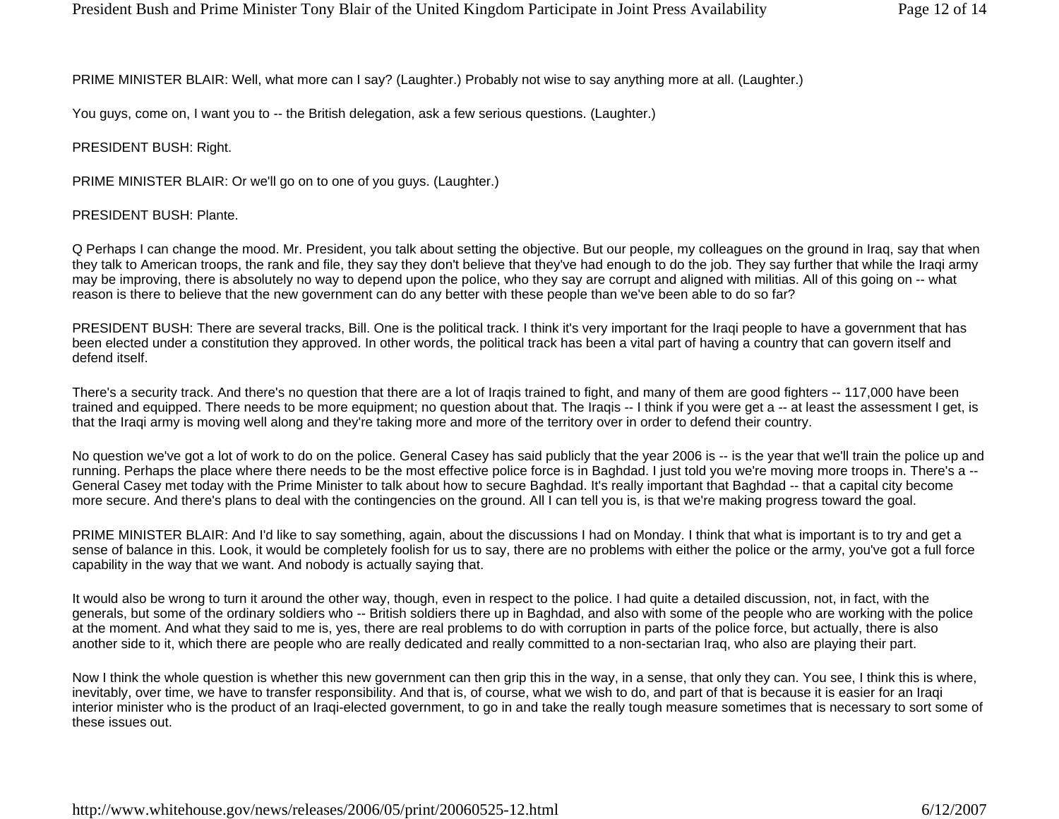PRIME MINISTER BLAIR: Well, what more can I say? (Laughter.) Probably not wise to say anything more at all. (Laughter.)

You guys, come on, I want you to -- the British delegation, ask a few serious questions. (Laughter.)

PRESIDENT BUSH: Right.

PRIME MINISTER BLAIR: Or we'll go on to one of you guys. (Laughter.)

PRESIDENT BUSH: Plante.

Q Perhaps I can change the mood. Mr. President, you talk about setting the objective. But our people, my colleagues on the ground in Iraq, say that when they talk to American troops, the rank and file, they say they don't believe that they've had enough to do the job. They say further that while the Iraqi army may be improving, there is absolutely no way to depend upon the police, who they say are corrupt and aligned with militias. All of this going on -- what reason is there to believe that the new government can do any better with these people than we've been able to do so far?

PRESIDENT BUSH: There are several tracks, Bill. One is the political track. I think it's very important for the Iraqi people to have a government that has been elected under a constitution they approved. In other words, the political track has been a vital part of having a country that can govern itself and defend itself.

There's a security track. And there's no question that there are a lot of Iraqis trained to fight, and many of them are good fighters -- 117,000 have been trained and equipped. There needs to be more equipment; no question about that. The Iraqis -- I think if you were get a -- at least the assessment I get, is that the Iraqi army is moving well along and they're taking more and more of the territory over in order to defend their country.

No question we've got a lot of work to do on the police. General Casey has said publicly that the year 2006 is -- is the year that we'll train the police up and running. Perhaps the place where there needs to be the most effective police force is in Baghdad. I just told you we're moving more troops in. There's a -- General Casey met today with the Prime Minister to talk about how to secure Baghdad. It's really important that Baghdad -- that a capital city become more secure. And there's plans to deal with the contingencies on the ground. All I can tell you is, is that we're making progress toward the goal.

PRIME MINISTER BLAIR: And I'd like to say something, again, about the discussions I had on Monday. I think that what is important is to try and get a sense of balance in this. Look, it would be completely foolish for us to say, there are no problems with either the police or the army, you've got a full force capability in the way that we want. And nobody is actually saying that.

It would also be wrong to turn it around the other way, though, even in respect to the police. I had quite a detailed discussion, not, in fact, with the generals, but some of the ordinary soldiers who -- British soldiers there up in Baghdad, and also with some of the people who are working with the police at the moment. And what they said to me is, yes, there are real problems to do with corruption in parts of the police force, but actually, there is also another side to it, which there are people who are really dedicated and really committed to a non-sectarian Iraq, who also are playing their part.

Now I think the whole question is whether this new government can then grip this in the way, in a sense, that only they can. You see, I think this is where, inevitably, over time, we have to transfer responsibility. And that is, of course, what we wish to do, and part of that is because it is easier for an Iraqi interior minister who is the product of an Iraqi-elected government, to go in and take the really tough measure sometimes that is necessary to sort some of these issues out.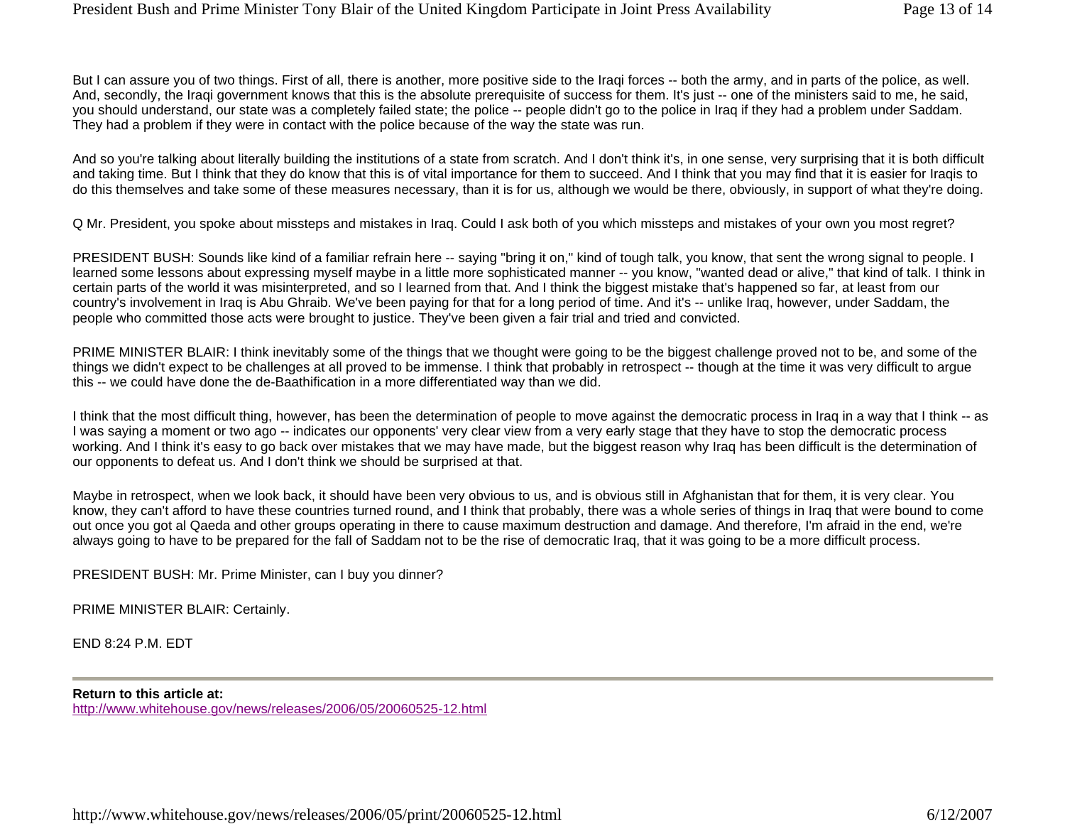But I can assure you of two things. First of all, there is another, more positive side to the Iraqi forces -- both the army, and in parts of the police, as well. And, secondly, the Iraqi government knows that this is the absolute prerequisite of success for them. It's just -- one of the ministers said to me, he said, you should understand, our state was a completely failed state; the police -- people didn't go to the police in Iraq if they had a problem under Saddam. They had a problem if they were in contact with the police because of the way the state was run.

And so you're talking about literally building the institutions of a state from scratch. And I don't think it's, in one sense, very surprising that it is both difficult and taking time. But I think that they do know that this is of vital importance for them to succeed. And I think that you may find that it is easier for Iraqis to do this themselves and take some of these measures necessary, than it is for us, although we would be there, obviously, in support of what they're doing.

Q Mr. President, you spoke about missteps and mistakes in Iraq. Could I ask both of you which missteps and mistakes of your own you most regret?

PRESIDENT BUSH: Sounds like kind of a familiar refrain here -- saying "bring it on," kind of tough talk, you know, that sent the wrong signal to people. I learned some lessons about expressing myself maybe in a little more sophisticated manner -- you know, "wanted dead or alive," that kind of talk. I think in certain parts of the world it was misinterpreted, and so I learned from that. And I think the biggest mistake that's happened so far, at least from our country's involvement in Iraq is Abu Ghraib. We've been paying for that for a long period of time. And it's -- unlike Iraq, however, under Saddam, the people who committed those acts were brought to justice. They've been given a fair trial and tried and convicted.

PRIME MINISTER BLAIR: I think inevitably some of the things that we thought were going to be the biggest challenge proved not to be, and some of the things we didn't expect to be challenges at all proved to be immense. I think that probably in retrospect -- though at the time it was very difficult to argue this -- we could have done the de-Baathification in a more differentiated way than we did.

I think that the most difficult thing, however, has been the determination of people to move against the democratic process in Iraq in a way that I think -- as I was saying a moment or two ago -- indicates our opponents' very clear view from a very early stage that they have to stop the democratic process working. And I think it's easy to go back over mistakes that we may have made, but the biggest reason why Iraq has been difficult is the determination of our opponents to defeat us. And I don't think we should be surprised at that.

Maybe in retrospect, when we look back, it should have been very obvious to us, and is obvious still in Afghanistan that for them, it is very clear. You know, they can't afford to have these countries turned round, and I think that probably, there was a whole series of things in Iraq that were bound to come out once you got al Qaeda and other groups operating in there to cause maximum destruction and damage. And therefore, I'm afraid in the end, we're always going to have to be prepared for the fall of Saddam not to be the rise of democratic Iraq, that it was going to be a more difficult process.

PRESIDENT BUSH: Mr. Prime Minister, can I buy you dinner?

PRIME MINISTER BLAIR: Certainly.

END 8:24 P.M. EDT

---

**Return to this article at:**
http://www.whitehouse.gov/news/releases/2006/05/20060525-12.html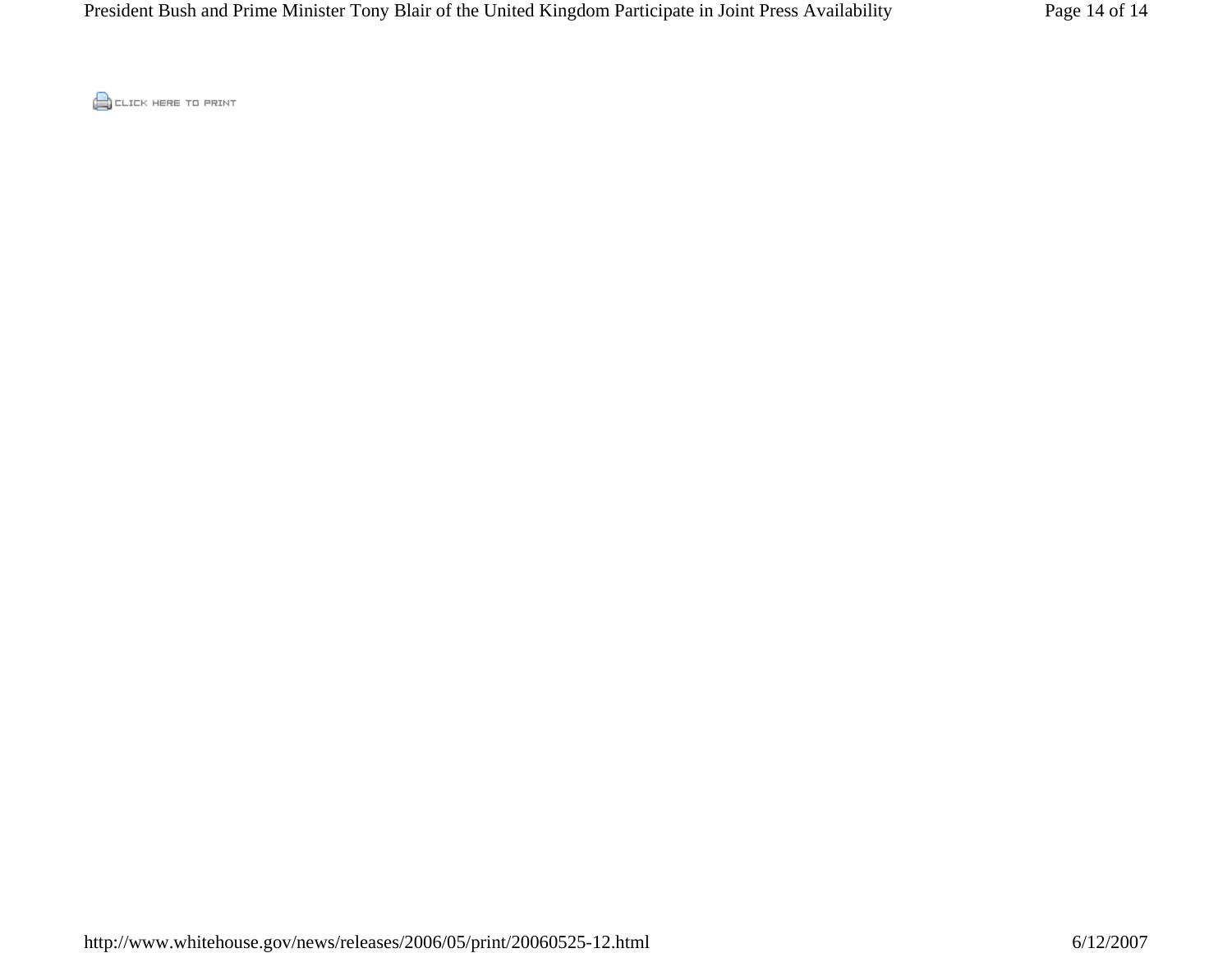CLICK HERE TO PRINT